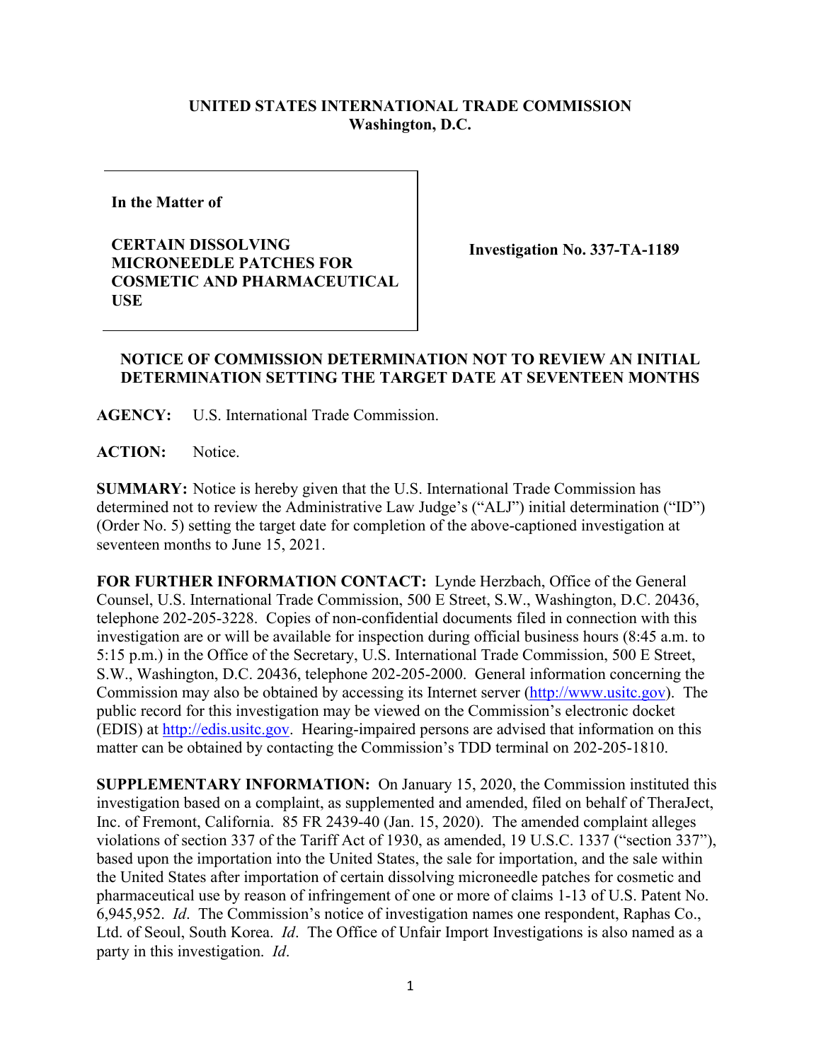**UNITED STATES INTERNATIONAL TRADE COMMISSION**
**Washington, D.C.**

| **In the Matter of**<br><br>**CERTAIN DISSOLVING MICRONEEDLE PATCHES FOR COSMETIC AND PHARMACEUTICAL USE** | **Investigation No. 337-TA-1189** |
|---|---|

**NOTICE OF COMMISSION DETERMINATION NOT TO REVIEW AN INITIAL DETERMINATION SETTING THE TARGET DATE AT SEVENTEEN MONTHS**

**AGENCY:** U.S. International Trade Commission.

**ACTION:** Notice.

**SUMMARY:** Notice is hereby given that the U.S. International Trade Commission has determined not to review the Administrative Law Judge's ("ALJ") initial determination ("ID") (Order No. 5) setting the target date for completion of the above-captioned investigation at seventeen months to June 15, 2021.

**FOR FURTHER INFORMATION CONTACT:** Lynde Herzbach, Office of the General Counsel, U.S. International Trade Commission, 500 E Street, S.W., Washington, D.C. 20436, telephone 202-205-3228. Copies of non-confidential documents filed in connection with this investigation are or will be available for inspection during official business hours (8:45 a.m. to 5:15 p.m.) in the Office of the Secretary, U.S. International Trade Commission, 500 E Street, S.W., Washington, D.C. 20436, telephone 202-205-2000. General information concerning the Commission may also be obtained by accessing its Internet server (http://www.usitc.gov). The public record for this investigation may be viewed on the Commission's electronic docket (EDIS) at http://edis.usitc.gov. Hearing-impaired persons are advised that information on this matter can be obtained by contacting the Commission's TDD terminal on 202-205-1810.

**SUPPLEMENTARY INFORMATION:** On January 15, 2020, the Commission instituted this investigation based on a complaint, as supplemented and amended, filed on behalf of TheraJect, Inc. of Fremont, California. 85 FR 2439-40 (Jan. 15, 2020). The amended complaint alleges violations of section 337 of the Tariff Act of 1930, as amended, 19 U.S.C. 1337 ("section 337"), based upon the importation into the United States, the sale for importation, and the sale within the United States after importation of certain dissolving microneedle patches for cosmetic and pharmaceutical use by reason of infringement of one or more of claims 1-13 of U.S. Patent No. 6,945,952. *Id*. The Commission's notice of investigation names one respondent, Raphas Co., Ltd. of Seoul, South Korea. *Id*. The Office of Unfair Import Investigations is also named as a party in this investigation. *Id*.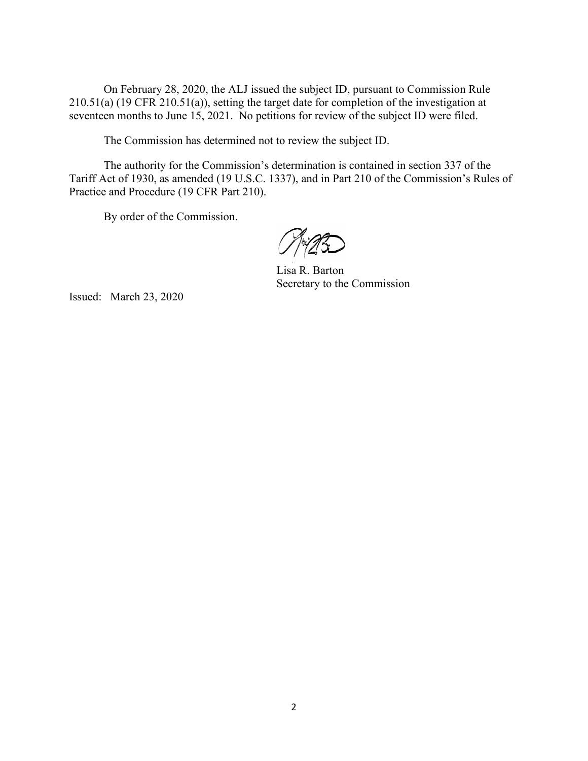On February 28, 2020, the ALJ issued the subject ID, pursuant to Commission Rule 210.51(a) (19 CFR 210.51(a)), setting the target date for completion of the investigation at seventeen months to June 15, 2021. No petitions for review of the subject ID were filed.

The Commission has determined not to review the subject ID.

The authority for the Commission's determination is contained in section 337 of the Tariff Act of 1930, as amended (19 U.S.C. 1337), and in Part 210 of the Commission's Rules of Practice and Procedure (19 CFR Part 210).

By order of the Commission.

Lisa R. Barton
Secretary to the Commission

Issued: March 23, 2020